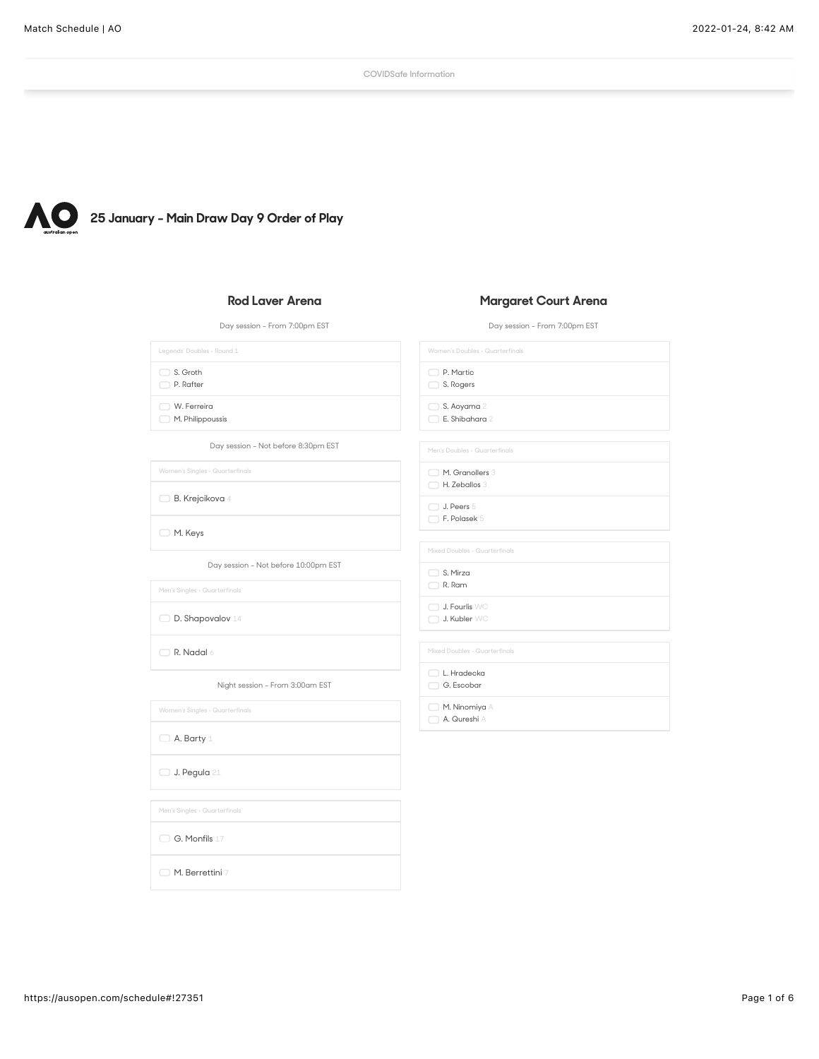COVIDSafe Information

# 25 January - Main Draw Day 9 Order of Play

## Rod Laver Arena

Day session - From 7:00pm EST

Legends' Doubles · Round 1

- S. Groth
- P. Rafter

- W. Ferreira
- M. Philippoussis

Day session - Not before 8:30pm EST

Women's Singles · Quarterfinals

- B. Krejcikova 4

- M. Keys

Day session - Not before 10:00pm EST

Men's Singles · Quarterfinals

- D. Shapovalov 14

- R. Nadal 6

Night session - From 3:00am EST

Women's Singles · Quarterfinals

- A. Barty 1

- J. Pegula 21

Men's Singles · Quarterfinals

- G. Monfils 17

- M. Berrettini 7

## Margaret Court Arena

Day session - From 7:00pm EST

Women's Doubles · Quarterfinals

- P. Martic
- S. Rogers

- S. Aoyama 2
- E. Shibahara 2

Men's Doubles · Quarterfinals

- M. Granollers 3
- H. Zeballos 3

- J. Peers 5
- F. Polasek 5

Mixed Doubles · Quarterfinals

- S. Mirza
- R. Ram

- J. Fourlis WC
- J. Kubler WC

Mixed Doubles · Quarterfinals

- L. Hradecka
- G. Escobar

- M. Ninomiya A
- A. Qureshi A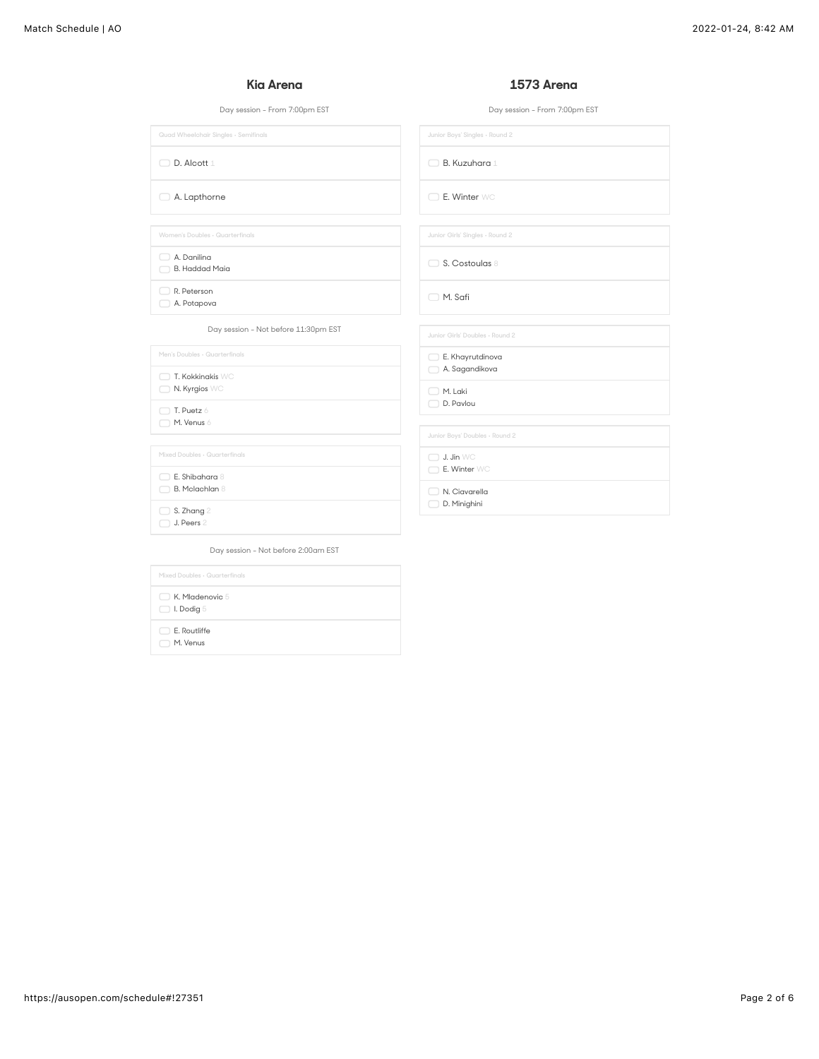## Kia Arena

Day session - From 7:00pm EST

Quad Wheelchair Singles - Semifinals

- D. Alcott 1
- A. Lapthorne

Women's Doubles - Quarterfinals

- A. Danilina / B. Haddad Maia
- R. Peterson / A. Potapova

Day session - Not before 11:30pm EST

Men's Doubles - Quarterfinals

- T. Kokkinakis WC / N. Kyrgios WC
- T. Puetz 6 / M. Venus 6

Mixed Doubles - Quarterfinals

- E. Shibahara 8 / B. Mclachlan 8
- S. Zhang 2 / J. Peers 2

Day session - Not before 2:00am EST

Mixed Doubles - Quarterfinals

- K. Mladenovic 5 / I. Dodig 5
- E. Routliffe / M. Venus

## 1573 Arena

Day session - From 7:00pm EST

Junior Boys' Singles - Round 2

- B. Kuzuhara 1
- E. Winter WC

Junior Girls' Singles - Round 2

- S. Costoulas 8
- M. Safi

Junior Girls' Doubles - Round 2

- E. Khayrutdinova / A. Sagandikova
- M. Laki / D. Pavlou

Junior Boys' Doubles - Round 2

- J. Jin WC / E. Winter WC
- N. Ciavarella / D. Minighini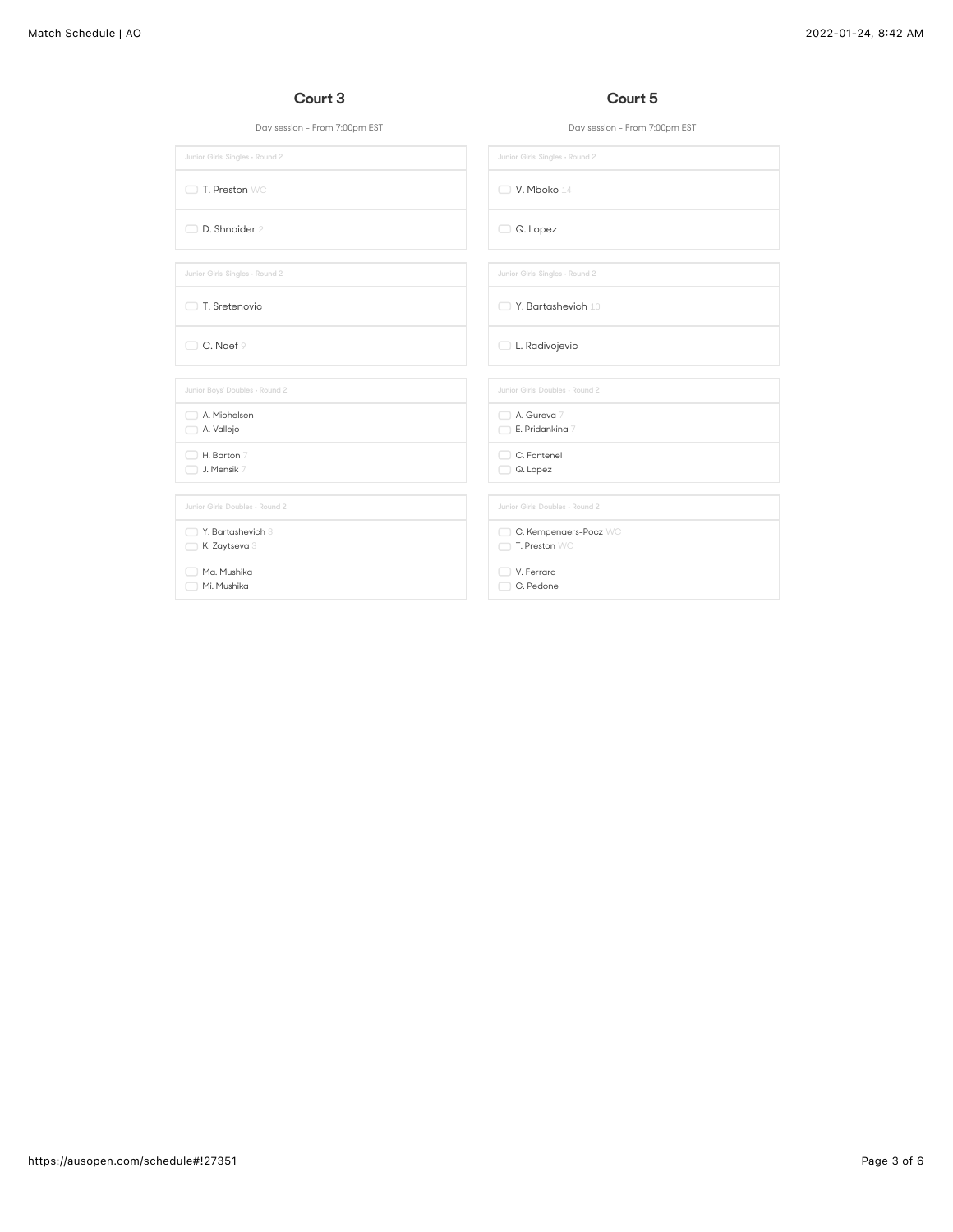## Court 3

Day session - From 7:00pm EST

Junior Girls' Singles - Round 2

- T. Preston WC
- D. Shnaider 2

Junior Girls' Singles - Round 2

- T. Sretenovic
- C. Naef 9

Junior Boys' Doubles - Round 2

- A. Michelsen
- A. Vallejo

- H. Barton 7
- J. Mensik 7

Junior Girls' Doubles - Round 2

- Y. Bartashevich 3
- K. Zaytseva 3

- Ma. Mushika
- Mi. Mushika

## Court 5

Day session - From 7:00pm EST

Junior Girls' Singles - Round 2

- V. Mboko 14
- Q. Lopez

Junior Girls' Singles - Round 2

- Y. Bartashevich 10
- L. Radivojevic

Junior Girls' Doubles - Round 2

- A. Gureva 7
- E. Pridankina 7

- C. Fontenel
- Q. Lopez

Junior Girls' Doubles - Round 2

- C. Kempenaers-Pocz WC
- T. Preston WC

- V. Ferrara
- G. Pedone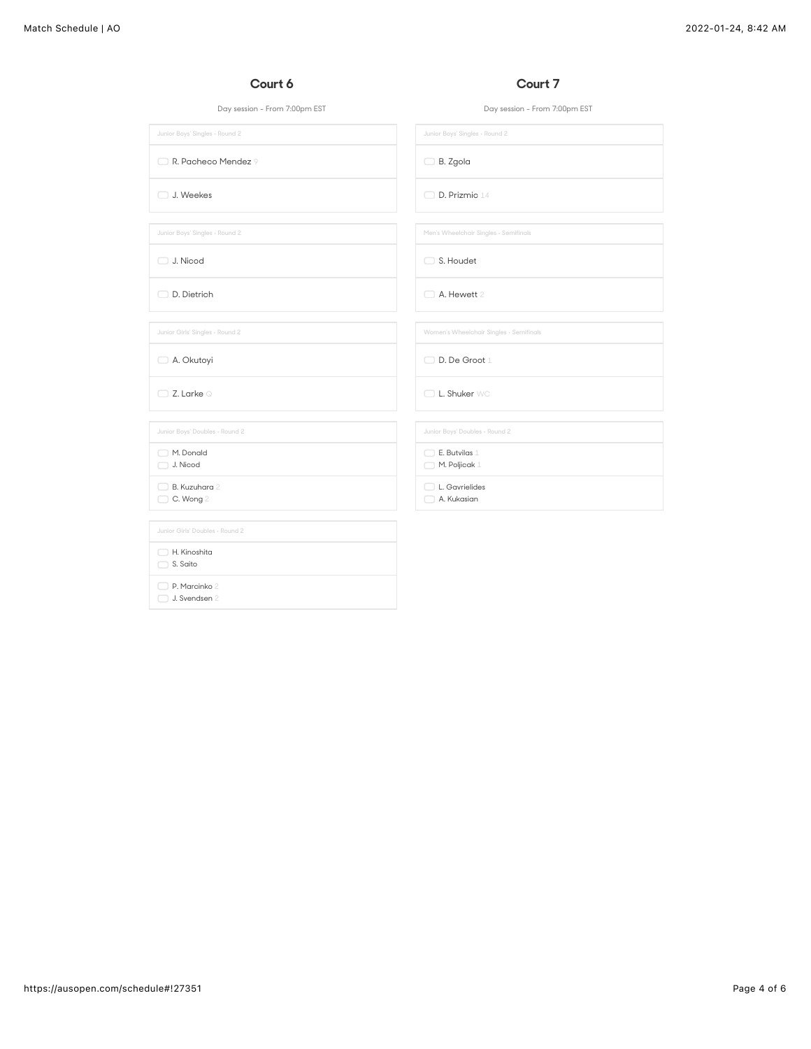## Court 6

Day session - From 7:00pm EST

Junior Boys' Singles - Round 2

- R. Pacheco Mendez 9
- J. Weekes

Junior Boys' Singles - Round 2

- J. Nicod
- D. Dietrich

Junior Girls' Singles - Round 2

- A. Okutoyi
- Z. Larke Q

Junior Boys' Doubles - Round 2

- M. Donald / J. Nicod
- B. Kuzuhara 2 / C. Wong 2

Junior Girls' Doubles - Round 2

- H. Kinoshita / S. Saito
- P. Marcinko 2 / J. Svendsen 2

## Court 7

Day session - From 7:00pm EST

Junior Boys' Singles - Round 2

- B. Zgola
- D. Prizmic 14

Men's Wheelchair Singles - Semifinals

- S. Houdet
- A. Hewett 2

Women's Wheelchair Singles - Semifinals

- D. De Groot 1
- L. Shuker WC

Junior Boys' Doubles - Round 2

- E. Butvilas 1 / M. Poljicak 1
- L. Gavrielides / A. Kukasian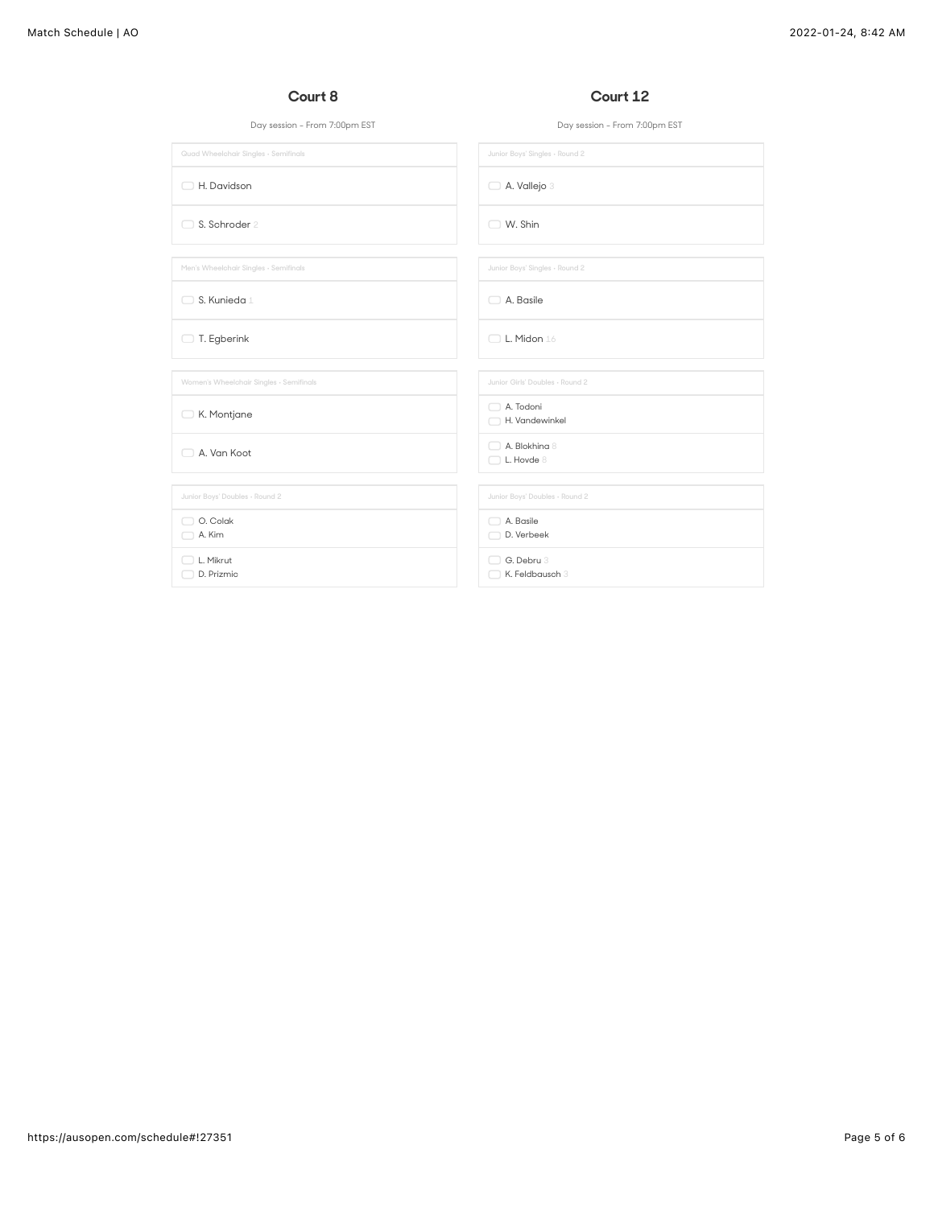## Court 8

Day session - From 7:00pm EST

Quad Wheelchair Singles - Semifinals

- H. Davidson
- S. Schroder 2

Men's Wheelchair Singles - Semifinals

- S. Kunieda 1
- T. Egberink

Women's Wheelchair Singles - Semifinals

- K. Montjane
- A. Van Koot

Junior Boys' Doubles - Round 2

- O. Colak / A. Kim
- L. Mikrut / D. Prizmic

## Court 12

Day session - From 7:00pm EST

Junior Boys' Singles - Round 2

- A. Vallejo 3
- W. Shin

Junior Boys' Singles - Round 2

- A. Basile
- L. Midon 16

Junior Girls' Doubles - Round 2

- A. Todoni / H. Vandewinkel
- A. Blokhina 8 / L. Hovde 8

Junior Boys' Doubles - Round 2

- A. Basile / D. Verbeek
- G. Debru 3 / K. Feldbausch 3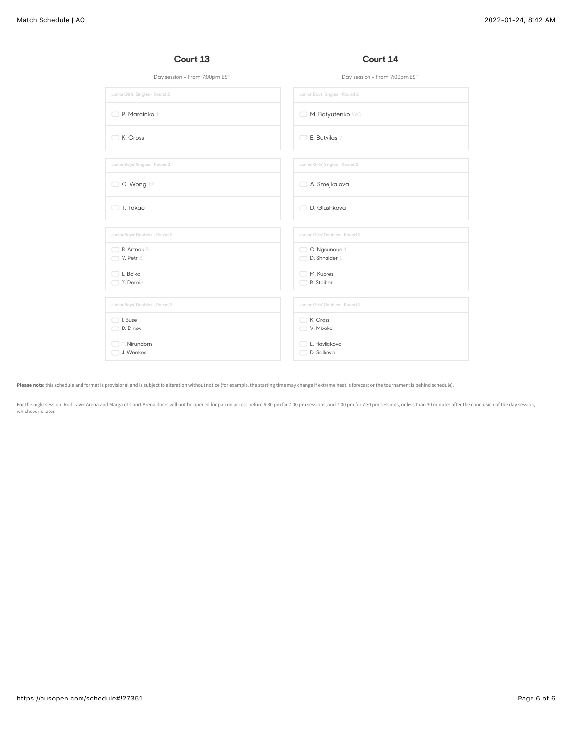## Court 13

Day session - From 7:00pm EST

Junior Girls' Singles - Round 2

- P. Marcinko 1
- K. Cross

Junior Boys' Singles - Round 2

- C. Wong 12
- T. Tokac

Junior Boys' Doubles - Round 2

- B. Artnak 8
- V. Petr 8

- L. Boika
- Y. Demin

Junior Boys' Doubles - Round 2

- I. Buse
- D. Dinev

- T. Nirundorn
- J. Weekes

## Court 14

Day session - From 7:00pm EST

Junior Boys' Singles - Round 2

- M. Batyutenko WC
- E. Butvilas 7

Junior Girls' Singles - Round 2

- A. Smejkalova
- D. Glushkova

Junior Girls' Doubles - Round 2

- C. Ngounoue 1
- D. Shnaider 1

- M. Kupres
- R. Stoiber

Junior Girls' Doubles - Round 2

- K. Cross
- V. Mboko

- L. Havlickova
- D. Salkova

**Please note**: this schedule and format is provisional and is subject to alteration without notice (for example, the starting time may change if extreme heat is forecast or the tournament is behind schedule).

For the night session, Rod Laver Arena and Margaret Court Arena doors will not be opened for patron access before 6:30 pm for 7:00 pm sessions, and 7:00 pm for 7:30 pm sessions, or less than 30 minutes after the conclusion of the day session, whichever is later.